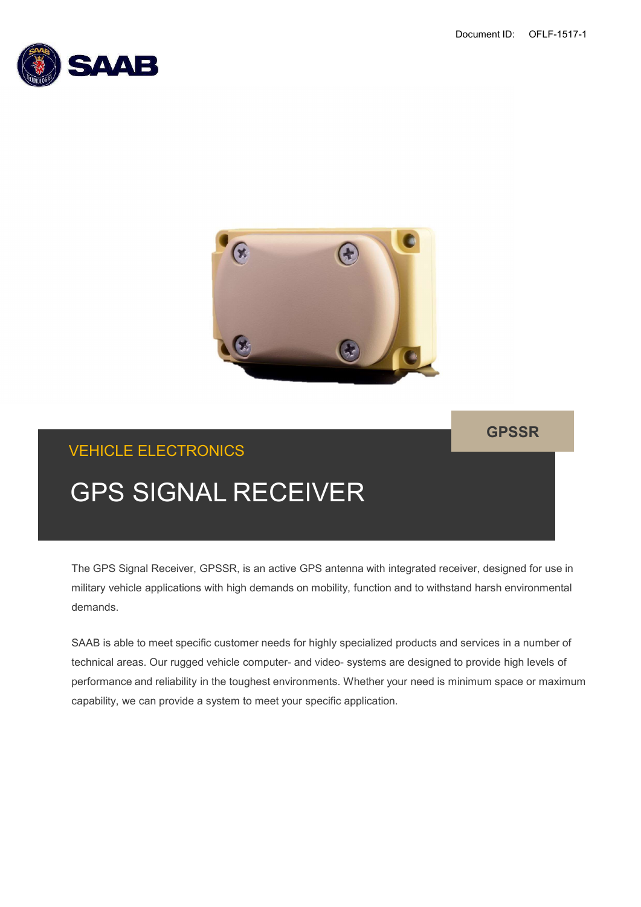Document ID: OFLF-1517-1

GPSSR

VEHICLE ELECTRONICS

# GPS SIGNAL RECEIVER

The GPS Signal Receiver, GPSSR, is an active GPS antenna with integrated receiver, designed for use in military vehicle applications with high demands on mobility, function and to withstand harsh environmental demands.

SAAB is able to meet specific customer needs for highly specialized products and services in a number of technical areas. Our rugged vehicle computer- and video- systems are designed to provide high levels of performance and reliability in the toughest environments. Whether your need is minimum space or maximum capability, we can provide a system to meet your specific application.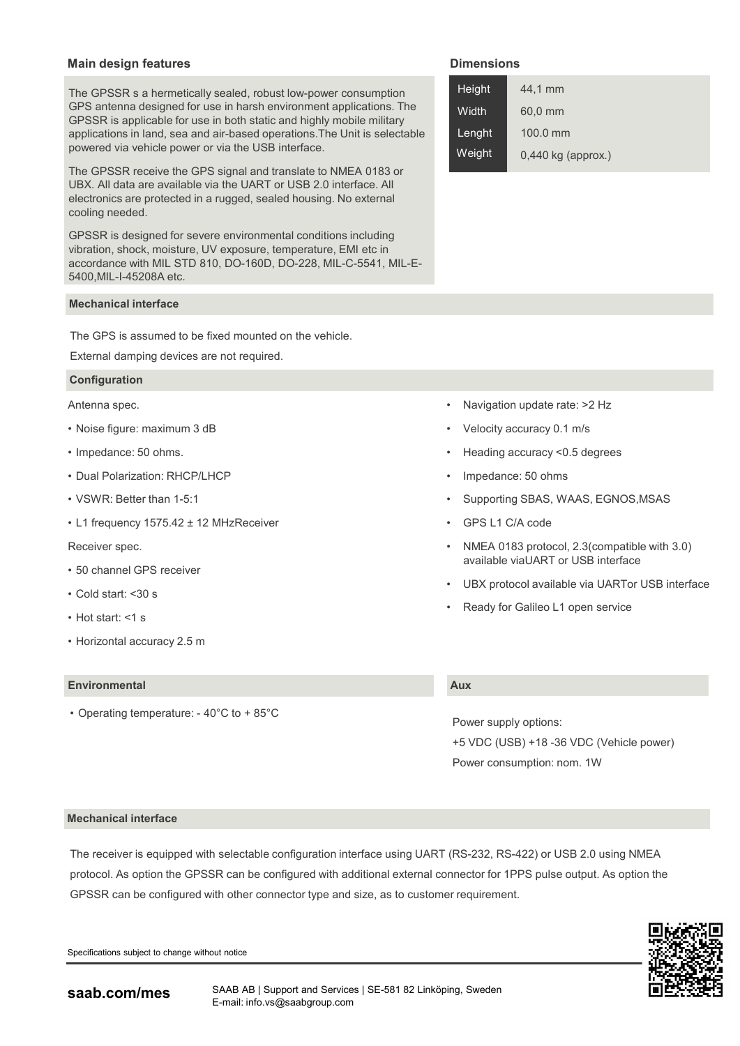## Main design features

The GPSSR s a hermetically sealed, robust low-power consumption GPS antenna designed for use in harsh environment applications. The GPSSR is applicable for use in both static and highly mobile military applications in land, sea and air-based operations.The Unit is selectable powered via vehicle power or via the USB interface.

The GPSSR receive the GPS signal and translate to NMEA 0183 or UBX. All data are available via the UART or USB 2.0 interface. All electronics are protected in a rugged, sealed housing. No external cooling needed.

GPSSR is designed for severe environmental conditions including vibration, shock, moisture, UV exposure, temperature, EMI etc in accordance with MIL STD 810, DO-160D, DO-228, MIL-C-5541, MIL-E-5400,MIL-I-45208A etc.

## Dimensions

| | |
|---|---|
| Height | 44,1 mm |
| Width | 60,0 mm |
| Lenght | 100.0 mm |
| Weight | 0,440 kg (approx.) |

## Mechanical interface

The GPS is assumed to be fixed mounted on the vehicle.

External damping devices are not required.

## Configuration

Antenna spec.

- Noise figure: maximum 3 dB
- Impedance: 50 ohms.
- Dual Polarization: RHCP/LHCP
- VSWR: Better than 1-5:1
- L1 frequency 1575.42 ± 12 MHzReceiver

Receiver spec.

- 50 channel GPS receiver
- Cold start: <30 s
- Hot start: <1 s
- Horizontal accuracy 2.5 m
- Navigation update rate: >2 Hz
- Velocity accuracy 0.1 m/s
- Heading accuracy <0.5 degrees
- Impedance: 50 ohms
- Supporting SBAS, WAAS, EGNOS,MSAS
- GPS L1 C/A code
- NMEA 0183 protocol, 2.3(compatible with 3.0) available viaUART or USB interface
- UBX protocol available via UARTor USB interface
- Ready for Galileo L1 open service

## Environmental

- Operating temperature: - 40°C to + 85°C

## Aux

Power supply options:

+5 VDC (USB) +18 -36 VDC (Vehicle power)

Power consumption: nom. 1W

## Mechanical interface

The receiver is equipped with selectable configuration interface using UART (RS-232, RS-422) or USB 2.0 using NMEA protocol. As option the GPSSR can be configured with additional external connector for 1PPS pulse output. As option the GPSSR can be configured with other connector type and size, as to customer requirement.

Specifications subject to change without notice

**saab.com/mes**

SAAB AB | Support and Services | SE-581 82 Linköping, Sweden
E-mail: info.vs@saabgroup.com